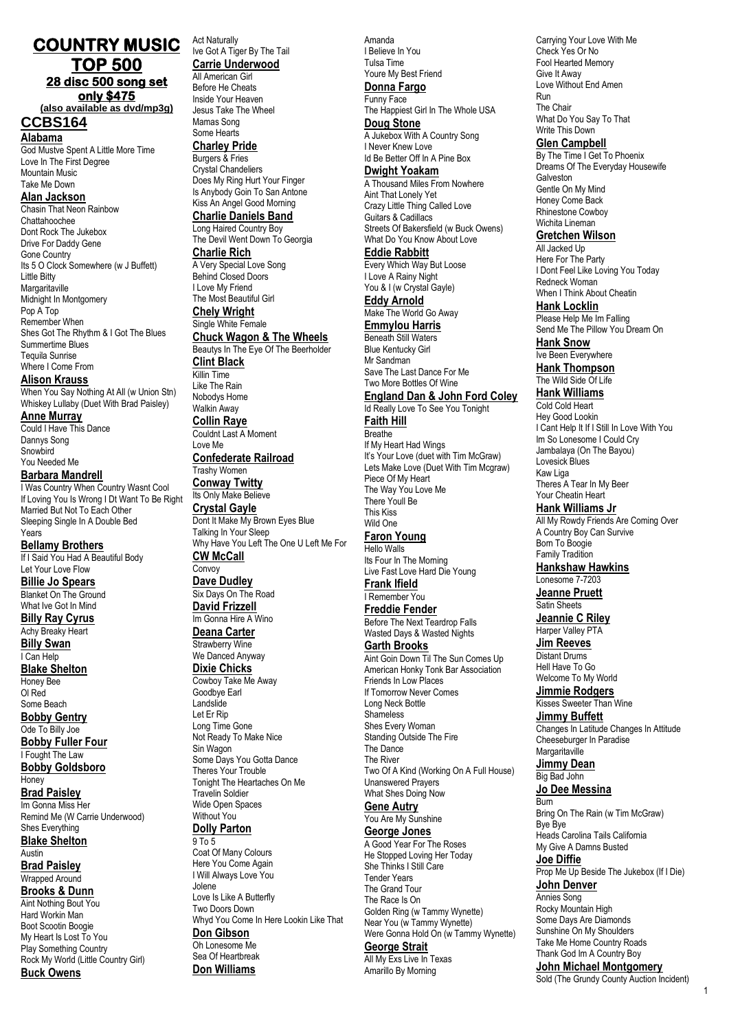# COUNTRY MUSIC TOP 500

## 28 disc 500 song set only $475

**(also available as dvd/mp3g)**

## CCBS164

**Alabama**

God Mustve Spent A Little More Time
Love In The First Degree
Mountain Music
Take Me Down

**Alan Jackson**

Chasin That Neon Rainbow
Chattahoochee
Dont Rock The Jukebox
Drive For Daddy Gene
Gone Country
Its 5 O Clock Somewhere (w J Buffett)
Little Bitty
Margaritaville
Midnight In Montgomery
Pop A Top
Remember When
Shes Got The Rhythm & I Got The Blues
Summertime Blues
Tequila Sunrise
Where I Come From

**Alison Krauss**

When You Say Nothing At All (w Union Stn)
Whiskey Lullaby (Duet With Brad Paisley)

**Anne Murray**

Could I Have This Dance
Dannys Song
Snowbird
You Needed Me

**Barbara Mandrell**

I Was Country When Country Wasnt Cool
If Loving You Is Wrong I Dt Want To Be Right
Married But Not To Each Other
Sleeping Single In A Double Bed
Years

**Bellamy Brothers**

If I Said You Had A Beautiful Body
Let Your Love Flow

**Billie Jo Spears**

Blanket On The Ground
What Ive Got In Mind

**Billy Ray Cyrus**

Achy Breaky Heart

**Billy Swan**

I Can Help

**Blake Shelton**

Honey Bee
Ol Red
Some Beach

**Bobby Gentry**

Ode To Billy Joe

**Bobby Fuller Four**

I Fought The Law

**Bobby Goldsboro**

Honey

**Brad Paisley**

Im Gonna Miss Her
Remind Me (W Carrie Underwood)
Shes Everything

**Blake Shelton**

Austin

**Brad Paisley**

Wrapped Around

**Brooks & Dunn**

Aint Nothing Bout You
Hard Workin Man
Boot Scootin Boogie
My Heart Is Lost To You
Play Something Country
Rock My World (Little Country Girl)

**Buck Owens**

Act Naturally
Ive Got A Tiger By The Tail

**Carrie Underwood**

All American Girl
Before He Cheats
Inside Your Heaven
Jesus Take The Wheel
Mamas Song
Some Hearts

**Charley Pride**

Burgers & Fries
Crystal Chandeliers
Does My Ring Hurt Your Finger
Is Anybody Goin To San Antone
Kiss An Angel Good Morning

**Charlie Daniels Band**

Long Haired Country Boy
The Devil Went Down To Georgia

**Charlie Rich**

A Very Special Love Song
Behind Closed Doors
I Love My Friend
The Most Beautiful Girl

**Chely Wright**

Single White Female

**Chuck Wagon & The Wheels**

Beautys In The Eye Of The Beerholder

**Clint Black**

Killin Time
Like The Rain
Nobodys Home
Walkin Away

**Collin Raye**

Couldnt Last A Moment
Love Me

**Confederate Railroad**

Trashy Women

**Conway Twitty**

Its Only Make Believe

**Crystal Gayle**

Dont It Make My Brown Eyes Blue
Talking In Your Sleep
Why Have You Left The One U Left Me For

**CW McCall**

Convoy

**Dave Dudley**

Six Days On The Road

**David Frizzell**

Im Gonna Hire A Wino

**Deana Carter**

Strawberry Wine
We Danced Anyway

**Dixie Chicks**

Cowboy Take Me Away
Goodbye Earl
Landslide
Let Er Rip
Long Time Gone
Not Ready To Make Nice
Sin Wagon
Some Days You Gotta Dance
Theres Your Trouble
Tonight The Heartaches On Me
Travelin Soldier
Wide Open Spaces
Without You

**Dolly Parton**

9 To 5
Coat Of Many Colours
Here You Come Again
I Will Always Love You
Jolene
Love Is Like A Butterfly
Two Doors Down
Whyd You Come In Here Lookin Like That

**Don Gibson**

Oh Lonesome Me
Sea Of Heartbreak

**Don Williams**

Amanda
I Believe In You
Tulsa Time
Youre My Best Friend

**Donna Fargo**

Funny Face
The Happiest Girl In The Whole USA

**Doug Stone**

A Jukebox With A Country Song
I Never Knew Love
Id Be Better Off In A Pine Box

**Dwight Yoakam**

A Thousand Miles From Nowhere
Aint That Lonely Yet
Crazy Little Thing Called Love
Guitars & Cadillacs
Streets Of Bakersfield (w Buck Owens)
What Do You Know About Love

**Eddie Rabbitt**

Every Which Way But Loose
I Love A Rainy Night
You & I (w Crystal Gayle)

**Eddy Arnold**

Make The World Go Away

**Emmylou Harris**

Beneath Still Waters
Blue Kentucky Girl
Mr Sandman
Save The Last Dance For Me
Two More Bottles Of Wine

**England Dan & John Ford Coley**

Id Really Love To See You Tonight

**Faith Hill**

Breathe
If My Heart Had Wings
It's Your Love (duet with Tim McGraw)
Lets Make Love (Duet With Tim Mcgraw)
Piece Of My Heart
The Way You Love Me
There Youll Be
This Kiss
Wild One

**Faron Young**

Hello Walls
Its Four In The Morning
Live Fast Love Hard Die Young

**Frank Ifield**

I Remember You

**Freddie Fender**

Before The Next Teardrop Falls
Wasted Days & Wasted Nights

**Garth Brooks**

Aint Goin Down Til The Sun Comes Up
American Honky Tonk Bar Association
Friends In Low Places
If Tomorrow Never Comes
Long Neck Bottle
Shameless
Shes Every Woman
Standing Outside The Fire
The Dance
The River
Two Of A Kind (Working On A Full House)
Unanswered Prayers
What Shes Doing Now

**Gene Autry**

You Are My Sunshine

**George Jones**

A Good Year For The Roses
He Stopped Loving Her Today
She Thinks I Still Care
Tender Years
The Grand Tour
The Race Is On
Golden Ring (w Tammy Wynette)
Near You (w Tammy Wynette)
Were Gonna Hold On (w Tammy Wynette)

**George Strait**

All My Exs Live In Texas
Amarillo By Morning
Carrying Your Love With Me
Check Yes Or No
Fool Hearted Memory
Give It Away
Love Without End Amen
Run
The Chair
What Do You Say To That
Write This Down

**Glen Campbell**

By The Time I Get To Phoenix
Dreams Of The Everyday Housewife
Galveston
Gentle On My Mind
Honey Come Back
Rhinestone Cowboy
Wichita Lineman

**Gretchen Wilson**

All Jacked Up
Here For The Party
I Dont Feel Like Loving You Today
Redneck Woman
When I Think About Cheatin

**Hank Locklin**

Please Help Me Im Falling
Send Me The Pillow You Dream On

**Hank Snow**

Ive Been Everywhere

**Hank Thompson**

The Wild Side Of Life

**Hank Williams**

Cold Cold Heart
Hey Good Lookin
I Cant Help It If I Still In Love With You
Im So Lonesome I Could Cry
Jambalaya (On The Bayou)
Lovesick Blues
Kaw Liga
Theres A Tear In My Beer
Your Cheatin Heart

**Hank Williams Jr**

All My Rowdy Friends Are Coming Over
A Country Boy Can Survive
Born To Boogie
Family Tradition

**Hankshaw Hawkins**

Lonesome 7-7203

**Jeanne Pruett**

Satin Sheets

**Jeannie C Riley**

Harper Valley PTA

**Jim Reeves**

Distant Drums
Hell Have To Go
Welcome To My World

**Jimmie Rodgers**

Kisses Sweeter Than Wine

**Jimmy Buffett**

Changes In Latitude Changes In Attitude
Cheeseburger In Paradise
Margaritaville

**Jimmy Dean**

Big Bad John

**Jo Dee Messina**

Burn
Bring On The Rain (w Tim McGraw)
Bye Bye
Heads Carolina Tails California
My Give A Damns Busted

**Joe Diffie**

Prop Me Up Beside The Jukebox (If I Die)

**John Denver**

Annies Song
Rocky Mountain High
Some Days Are Diamonds
Sunshine On My Shoulders
Take Me Home Country Roads
Thank God Im A Country Boy

**John Michael Montgomery**

Sold (The Grundy County Auction Incident)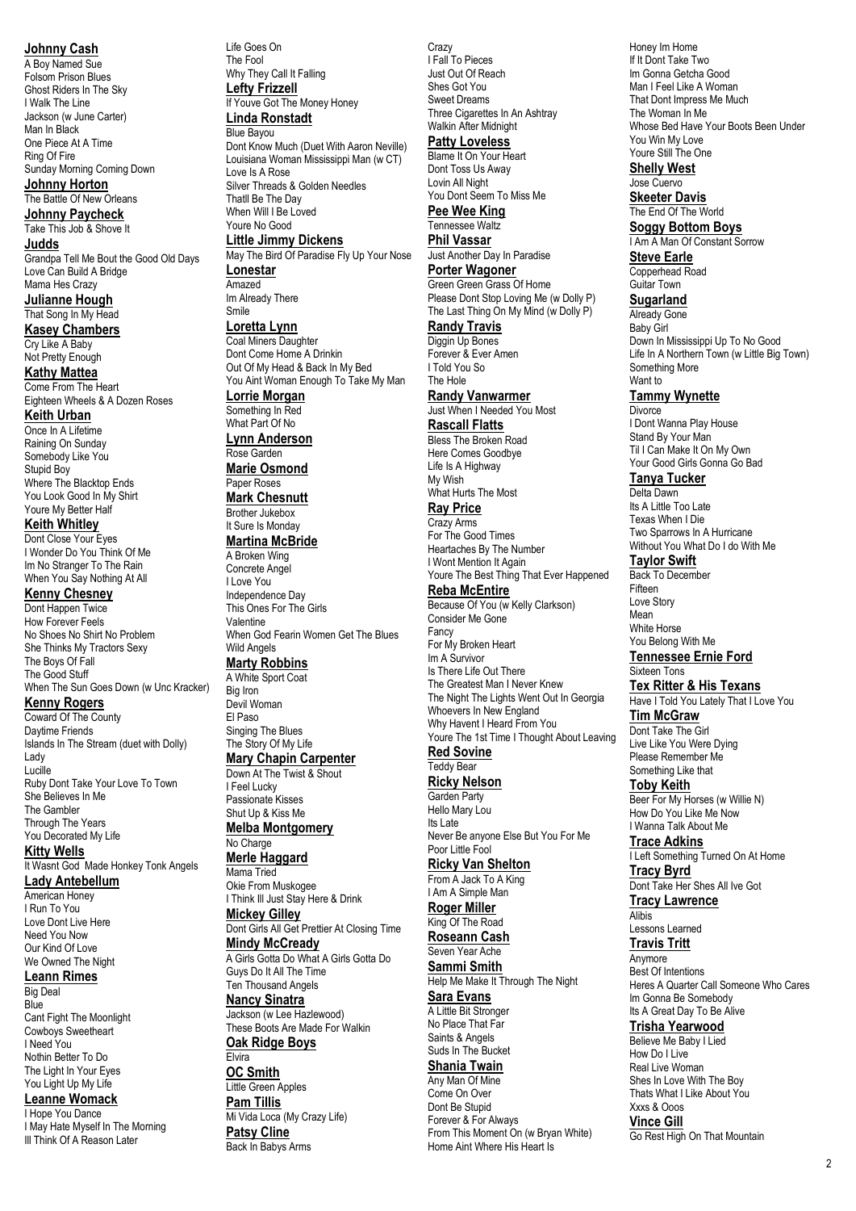**Johnny Cash**

A Boy Named Sue
Folsom Prison Blues
Ghost Riders In The Sky
I Walk The Line
Jackson (w June Carter)
Man In Black
One Piece At A Time
Ring Of Fire
Sunday Morning Coming Down

**Johnny Horton**

The Battle Of New Orleans

**Johnny Paycheck**

Take This Job & Shove It

**Judds**

Grandpa Tell Me Bout the Good Old Days
Love Can Build A Bridge
Mama Hes Crazy

**Julianne Hough**

That Song In My Head

**Kasey Chambers**

Cry Like A Baby
Not Pretty Enough

**Kathy Mattea**

Come From The Heart
Eighteen Wheels & A Dozen Roses

**Keith Urban**

Once In A Lifetime
Raining On Sunday
Somebody Like You
Stupid Boy
Where The Blacktop Ends
You Look Good In My Shirt
Youre My Better Half

**Keith Whitley**

Dont Close Your Eyes
I Wonder Do You Think Of Me
Im No Stranger To The Rain
When You Say Nothing At All

**Kenny Chesney**

Dont Happen Twice
How Forever Feels
No Shoes No Shirt No Problem
She Thinks My Tractors Sexy
The Boys Of Fall
The Good Stuff
When The Sun Goes Down (w Unc Kracker)

**Kenny Rogers**

Coward Of The County
Daytime Friends
Islands In The Stream (duet with Dolly)
Lady
Lucille
Ruby Dont Take Your Love To Town
She Believes In Me
The Gambler
Through The Years
You Decorated My Life

**Kitty Wells**

It Wasnt God Made Honkey Tonk Angels

**Lady Antebellum**

American Honey
I Run To You
Love Dont Live Here
Need You Now
Our Kind Of Love
We Owned The Night

**Leann Rimes**

Big Deal
Blue
Cant Fight The Moonlight
Cowboys Sweetheart
I Need You
Nothin Better To Do
The Light In Your Eyes
You Light Up My Life

**Leanne Womack**

I Hope You Dance
I May Hate Myself In The Morning
Ill Think Of A Reason Later
Life Goes On
The Fool
Why They Call It Falling

**Lefty Frizzell**

If Youve Got The Money Honey

**Linda Ronstadt**

Blue Bayou
Dont Know Much (Duet With Aaron Neville)
Louisiana Woman Mississippi Man (w CT)
Love Is A Rose
Silver Threads & Golden Needles
Thatll Be The Day
When Will I Be Loved
Youre No Good

**Little Jimmy Dickens**

May The Bird Of Paradise Fly Up Your Nose

**Lonestar**

Amazed
Im Already There
Smile

**Loretta Lynn**

Coal Miners Daughter
Dont Come Home A Drinkin
Out Of My Head & Back In My Bed
You Aint Woman Enough To Take My Man

**Lorrie Morgan**

Something In Red
What Part Of No

**Lynn Anderson**

Rose Garden

**Marie Osmond**

Paper Roses

**Mark Chesnutt**

Brother Jukebox
It Sure Is Monday

**Martina McBride**

A Broken Wing
Concrete Angel
I Love You
Independence Day
This Ones For The Girls
Valentine
When God Fearin Women Get The Blues
Wild Angels

**Marty Robbins**

A White Sport Coat
Big Iron
Devil Woman
El Paso
Singing The Blues
The Story Of My Life

**Mary Chapin Carpenter**

Down At The Twist & Shout
I Feel Lucky
Passionate Kisses
Shut Up & Kiss Me

**Melba Montgomery**

No Charge

**Merle Haggard**

Mama Tried
Okie From Muskogee
I Think Ill Just Stay Here & Drink

**Mickey Gilley**

Dont Girls All Get Prettier At Closing Time

**Mindy McCready**

A Girls Gotta Do What A Girls Gotta Do
Guys Do It All The Time
Ten Thousand Angels

**Nancy Sinatra**

Jackson (w Lee Hazlewood)
These Boots Are Made For Walkin

**Oak Ridge Boys**

Elvira

**OC Smith**

Little Green Apples

**Pam Tillis**

Mi Vida Loca (My Crazy Life)

**Patsy Cline**

Back In Babys Arms
Crazy
I Fall To Pieces
Just Out Of Reach
Shes Got You
Sweet Dreams
Three Cigarettes In An Ashtray
Walkin After Midnight

**Patty Loveless**

Blame It On Your Heart
Dont Toss Us Away
Lovin All Night
You Dont Seem To Miss Me

**Pee Wee King**

Tennessee Waltz

**Phil Vassar**

Just Another Day In Paradise

**Porter Wagoner**

Green Green Grass Of Home
Please Dont Stop Loving Me (w Dolly P)
The Last Thing On My Mind (w Dolly P)

**Randy Travis**

Diggin Up Bones
Forever & Ever Amen
I Told You So
The Hole

**Randy Vanwarmer**

Just When I Needed You Most

**Rascall Flatts**

Bless The Broken Road
Here Comes Goodbye
Life Is A Highway
My Wish
What Hurts The Most

**Ray Price**

Crazy Arms
For The Good Times
Heartaches By The Number
I Wont Mention It Again
Youre The Best Thing That Ever Happened

**Reba McEntire**

Because Of You (w Kelly Clarkson)
Consider Me Gone
Fancy
For My Broken Heart
Im A Survivor
Is There Life Out There
The Greatest Man I Never Knew
The Night The Lights Went Out In Georgia
Whoevers In New England
Why Havent I Heard From You
Youre The 1st Time I Thought About Leaving

**Red Sovine**

Teddy Bear

**Ricky Nelson**

Garden Party
Hello Mary Lou
Its Late
Never Be anyone Else But You For Me
Poor Little Fool

**Ricky Van Shelton**

From A Jack To A King
I Am A Simple Man

**Roger Miller**

King Of The Road

**Roseann Cash**

Seven Year Ache

**Sammi Smith**

Help Me Make It Through The Night

**Sara Evans**

A Little Bit Stronger
No Place That Far
Saints & Angels
Suds In The Bucket

**Shania Twain**

Any Man Of Mine
Come On Over
Dont Be Stupid
Forever & For Always
From This Moment On (w Bryan White)
Home Aint Where His Heart Is
Honey Im Home
If It Dont Take Two
Im Gonna Getcha Good
Man I Feel Like A Woman
That Dont Impress Me Much
The Woman In Me
Whose Bed Have Your Boots Been Under
You Win My Love
Youre Still The One

**Shelly West**

Jose Cuervo

**Skeeter Davis**

The End Of The World

**Soggy Bottom Boys**

I Am A Man Of Constant Sorrow

**Steve Earle**

Copperhead Road
Guitar Town

**Sugarland**

Already Gone
Baby Girl
Down In Mississippi Up To No Good
Life In A Northern Town (w Little Big Town)
Something More
Want to

**Tammy Wynette**

Divorce
I Dont Wanna Play House
Stand By Your Man
Til I Can Make It On My Own
Your Good Girls Gonna Go Bad

**Tanya Tucker**

Delta Dawn
Its A Little Too Late
Texas When I Die
Two Sparrows In A Hurricane
Without You What Do I do With Me

**Taylor Swift**

Back To December
Fifteen
Love Story
Mean
White Horse
You Belong With Me

**Tennessee Ernie Ford**

Sixteen Tons

**Tex Ritter & His Texans**

Have I Told You Lately That I Love You

**Tim McGraw**

Dont Take The Girl
Live Like You Were Dying
Please Remember Me
Something Like that

**Toby Keith**

Beer For My Horses (w Willie N)
How Do You Like Me Now
I Wanna Talk About Me

**Trace Adkins**

I Left Something Turned On At Home

**Tracy Byrd**

Dont Take Her Shes All Ive Got

**Tracy Lawrence**

Alibis
Lessons Learned

**Travis Tritt**

Anymore
Best Of Intentions
Heres A Quarter Call Someone Who Cares
Im Gonna Be Somebody
Its A Great Day To Be Alive

**Trisha Yearwood**

Believe Me Baby I Lied
How Do I Live
Real Live Woman
Shes In Love With The Boy
Thats What I Like About You
Xxxs & Ooos

**Vince Gill**

Go Rest High On That Mountain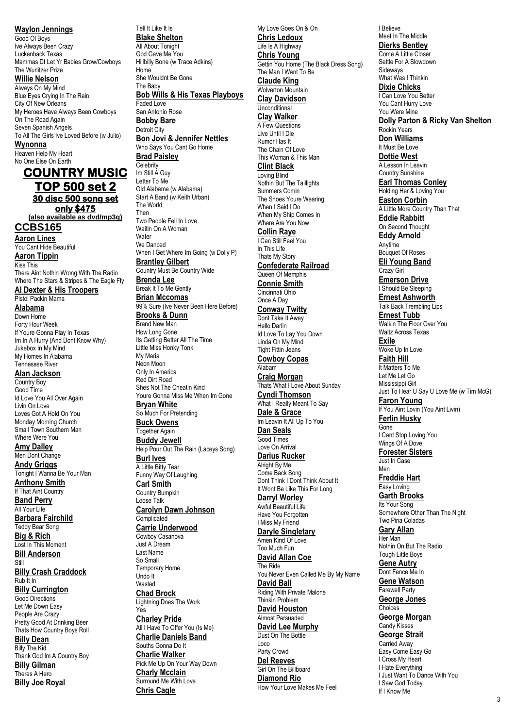**Waylon Jennings**
Good Ol Boys
Ive Always Been Crazy
Luckenback Texas
Mammas Dt Let Yr Babies Grow/Cowboys
The Wurlitzer Prize

**Willie Nelson**
Always On My Mind
Blue Eyes Crying In The Rain
City Of New Orleans
My Heroes Have Always Been Cowboys
On The Road Again
Seven Spanish Angels
To All The Girls Ive Loved Before (w Julio)

**Wynonna**
Heaven Help My Heart
No One Else On Earth

# COUNTRY MUSIC TOP 500 set 2

## 30 disc 500 song set only $475

**(also available as dvd/mp3g)**

## CCBS165

**Aaron Lines**
You Cant Hide Beautiful

**Aaron Tippin**
Kiss This
There Aint Nothin Wrong With The Radio
Where The Stars & Stripes & The Eagle Fly

**Al Dexter & His Troopers**
Pistol Packin Mama

**Alabama**
Down Home
Forty Hour Week
If Youre Gonna Play In Texas
Im In A Hurry (And Dont Know Why)
Jukebox In My Mind
My Homes In Alabama
Tennessee River

**Alan Jackson**
Country Boy
Good Time
Id Love You All Over Again
Livin On Love
Loves Got A Hold On You
Monday Morning Church
Small Town Southern Man
Where Were You

**Amy Dalley**
Men Dont Change

**Andy Griggs**
Tonight I Wanna Be Your Man

**Anthony Smith**
If That Aint Country

**Band Perry**
All Your Life

**Barbara Fairchild**
Teddy Bear Song

**Big & Rich**
Lost In This Moment

**Bill Anderson**
Still

**Billy Crash Craddock**
Rub It In

**Billy Currington**
Good Directions
Let Me Down Easy
People Are Crazy
Pretty Good At Drinking Beer
Thats How Country Boys Roll

**Billy Dean**
Billy The Kid
Thank God Im A Country Boy

**Billy Gilman**
Theres A Hero

**Billy Joe Royal**
Tell It Like It Is

**Blake Shelton**
All About Tonight
God Gave Me You
Hillbilly Bone (w Trace Adkins)
Home
She Wouldnt Be Gone
The Baby

**Bob Wills & His Texas Playboys**
Faded Love
San Antonio Rose

**Bobby Bare**
Detroit City

**Bon Jovi & Jennifer Nettles**
Who Says You Cant Go Home

**Brad Paisley**
Celebrity
Im Still A Guy
Letter To Me
Old Alabama (w Alabama)
Start A Band (w Keith Urban)
The World
Then
Two People Fell In Love
Waitin On A Woman
Water
We Danced
When I Get Where Im Going (w Dolly P)

**Brantley Gilbert**
Country Must Be Country Wide

**Brenda Lee**
Break It To Me Gently

**Brian Mccomas**
99% Sure (Ive Never Been Here Before)

**Brooks & Dunn**
Brand New Man
How Long Gone
Its Getting Better All The Time
Little Miss Honky Tonk
My Maria
Neon Moon
Only In America
Red Dirt Road
Shes Not The Cheatin Kind
Youre Gonna Miss Me When Im Gone

**Bryan White**
So Much For Pretending

**Buck Owens**
Together Again

**Buddy Jewell**
Help Pour Out The Rain (Laceys Song)

**Burl Ives**
A Little Bitty Tear
Funny Way Of Laughing

**Carl Smith**
Country Bumpkin
Loose Talk

**Carolyn Dawn Johnson**
Complicated

**Carrie Underwood**
Cowboy Casanova
Just A Dream
Last Name
So Small
Temporary Home
Undo It
Wasted

**Chad Brock**
Lightning Does The Work
Yes

**Charley Pride**
All I Have To Offer You (Is Me)

**Charlie Daniels Band**
Souths Gonna Do It

**Charlie Walker**
Pick Me Up On Your Way Down

**Charly Mcclain**
Surround Me With Love

**Chris Cagle**
My Love Goes On & On

**Chris Ledoux**
Life Is A Highway

**Chris Young**
Gettin You Home (The Black Dress Song)
The Man I Want To Be

**Claude King**
Wolverton Mountain

**Clay Davidson**
Unconditional

**Clay Walker**
A Few Questions
Live Until I Die
Rumor Has It
The Chain Of Love
This Woman & This Man

**Clint Black**
Loving Blind
Nothin But The Taillights
Summers Comin
The Shoes Youre Wearing
When I Said I Do
When My Ship Comes In
Where Are You Now

**Collin Raye**
I Can Still Feel You
In This Life
Thats My Story

**Confederate Railroad**
Queen Of Memphis

**Connie Smith**
Cincinnati Ohio
Once A Day

**Conway Twitty**
Dont Take It Away
Hello Darlin
Id Love To Lay You Down
Linda On My Mind
Tight Fittin Jeans

**Cowboy Copas**
Alabam

**Craig Morgan**
Thats What I Love About Sunday

**Cyndi Thomson**
What I Really Meant To Say

**Dale & Grace**
Im Leavin It All Up To You

**Dan Seals**
Good Times
Love On Arrival

**Darius Rucker**
Alright By Me
Come Back Song
Dont Think I Dont Think About It
It Wont Be Like This For Long

**Darryl Worley**
Awful Beautiful Life
Have You Forgotten
I Miss My Friend

**Daryle Singletary**
Amen Kind Of Love
Too Much Fun

**David Allan Coe**
The Ride
You Never Even Called Me By My Name

**David Ball**
Riding With Private Malone
Thinkin Problem

**David Houston**
Almost Persuaded

**David Lee Murphy**
Dust On The Bottle
Loco
Party Crowd

**Del Reeves**
Girl On The Billboard

**Diamond Rio**
How Your Love Makes Me Feel
I Believe
Meet In The Middle

**Dierks Bentley**
Come A Little Closer
Settle For A Slowdown
Sideways
What Was I Thinkin

**Dixie Chicks**
I Can Love You Better
You Cant Hurry Love
You Were Mine

**Dolly Parton & Ricky Van Shelton**
Rockin Years

**Don Williams**
It Must Be Love

**Dottie West**
A Lesson In Leavin
Country Sunshine

**Earl Thomas Conley**
Holding Her & Loving You

**Easton Corbin**
A Little More Country Than That

**Eddie Rabbitt**
On Second Thought

**Eddy Arnold**
Anytime
Bouquet Of Roses

**Eli Young Band**
Crazy Girl

**Emerson Drive**
I Should Be Sleeping

**Ernest Ashworth**
Talk Back Trembling Lips

**Ernest Tubb**
Walkin The Floor Over You
Waltz Across Texas

**Exile**
Woke Up In Love

**Faith Hill**
It Matters To Me
Let Me Let Go
Mississippi Girl
Just To Hear U Say U Love Me (w Tim McG)

**Faron Young**
If You Aint Lovin (You Aint Livin)

**Ferlin Husky**
Gone
I Cant Stop Loving You
Wings Of A Dove

**Forester Sisters**
Just In Case
Men

**Freddie Hart**
Easy Loving

**Garth Brooks**
Its Your Song
Somewhere Other Than The Night
Two Pina Coladas

**Gary Allan**
Her Man
Nothin On But The Radio
Tough Little Boys

**Gene Autry**
Dont Fence Me In

**Gene Watson**
Farewell Party

**George Jones**
Choices

**George Morgan**
Candy Kisses

**George Strait**
Carried Away
Easy Come Easy Go
I Cross My Heart
I Hate Everything
I Just Want To Dance With You
I Saw God Today
If I Know Me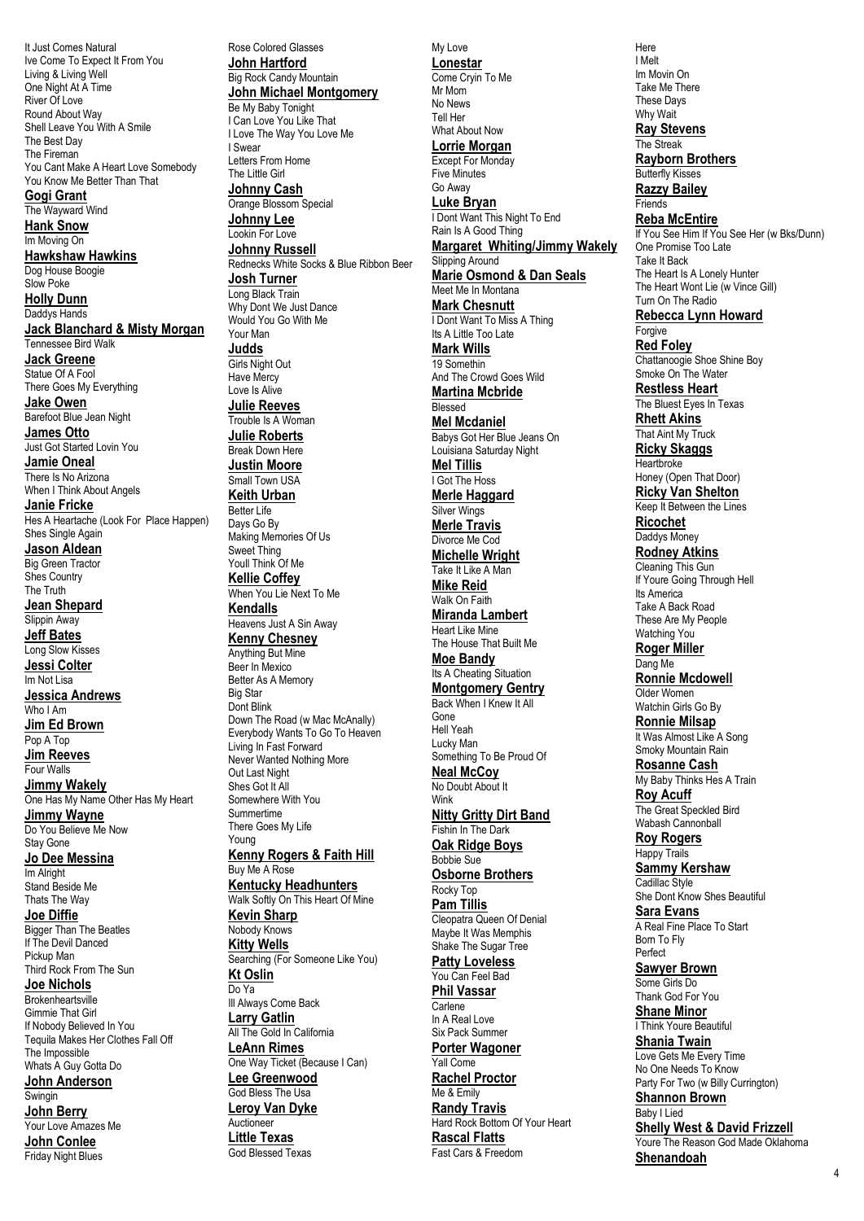It Just Comes Natural
Ive Come To Expect It From You
Living & Living Well
One Night At A Time
River Of Love
Round About Way
Shell Leave You With A Smile
The Best Day
The Fireman
You Cant Make A Heart Love Somebody
You Know Me Better Than That

**Gogi Grant**
The Wayward Wind

**Hank Snow**
Im Moving On

**Hawkshaw Hawkins**
Dog House Boogie
Slow Poke

**Holly Dunn**
Daddys Hands

**Jack Blanchard & Misty Morgan**
Tennessee Bird Walk

**Jack Greene**
Statue Of A Fool
There Goes My Everything

**Jake Owen**
Barefoot Blue Jean Night

**James Otto**
Just Got Started Lovin You

**Jamie Oneal**
There Is No Arizona
When I Think About Angels

**Janie Fricke**
Hes A Heartache (Look For Place Happen)
Shes Single Again

**Jason Aldean**
Big Green Tractor
Shes Country
The Truth

**Jean Shepard**
Slippin Away

**Jeff Bates**
Long Slow Kisses

**Jessi Colter**
Im Not Lisa

**Jessica Andrews**
Who I Am

**Jim Ed Brown**
Pop A Top

**Jim Reeves**
Four Walls

**Jimmy Wakely**
One Has My Name Other Has My Heart

**Jimmy Wayne**
Do You Believe Me Now
Stay Gone

**Jo Dee Messina**
Im Alright
Stand Beside Me
Thats The Way

**Joe Diffie**
Bigger Than The Beatles
If The Devil Danced
Pickup Man
Third Rock From The Sun

**Joe Nichols**
Brokenheartsville
Gimmie That Girl
If Nobody Believed In You
Tequila Makes Her Clothes Fall Off
The Impossible
Whats A Guy Gotta Do

**John Anderson**
Swingin

**John Berry**
Your Love Amazes Me

**John Conlee**
Friday Night Blues
Rose Colored Glasses

**John Hartford**
Big Rock Candy Mountain

**John Michael Montgomery**
Be My Baby Tonight
I Can Love You Like That
I Love The Way You Love Me
I Swear
Letters From Home
The Little Girl

**Johnny Cash**
Orange Blossom Special

**Johnny Lee**
Lookin For Love

**Johnny Russell**
Rednecks White Socks & Blue Ribbon Beer

**Josh Turner**
Long Black Train
Why Dont We Just Dance
Would You Go With Me
Your Man

**Judds**
Girls Night Out
Have Mercy
Love Is Alive

**Julie Reeves**
Trouble Is A Woman

**Julie Roberts**
Break Down Here

**Justin Moore**
Small Town USA

**Keith Urban**
Better Life
Days Go By
Making Memories Of Us
Sweet Thing
Youll Think Of Me

**Kellie Coffey**
When You Lie Next To Me

**Kendalls**
Heavens Just A Sin Away

**Kenny Chesney**
Anything But Mine
Beer In Mexico
Better As A Memory
Big Star
Dont Blink
Down The Road (w Mac McAnally)
Everybody Wants To Go To Heaven
Living In Fast Forward
Never Wanted Nothing More
Out Last Night
Shes Got It All
Somewhere With You
Summertime
There Goes My Life
Young

**Kenny Rogers & Faith Hill**
Buy Me A Rose

**Kentucky Headhunters**
Walk Softly On This Heart Of Mine

**Kevin Sharp**
Nobody Knows

**Kitty Wells**
Searching (For Someone Like You)

**Kt Oslin**
Do Ya
Ill Always Come Back

**Larry Gatlin**
All The Gold In California

**LeAnn Rimes**
One Way Ticket (Because I Can)

**Lee Greenwood**
God Bless The Usa

**Leroy Van Dyke**
Auctioneer

**Little Texas**
God Blessed Texas
My Love

**Lonestar**
Come Cryin To Me
Mr Mom
No News
Tell Her
What About Now

**Lorrie Morgan**
Except For Monday
Five Minutes
Go Away

**Luke Bryan**
I Dont Want This Night To End
Rain Is A Good Thing

**Margaret Whiting/Jimmy Wakely**
Slipping Around

**Marie Osmond & Dan Seals**
Meet Me In Montana

**Mark Chesnutt**
I Dont Want To Miss A Thing
Its A Little Too Late

**Mark Wills**
19 Somethin
And The Crowd Goes Wild

**Martina Mcbride**
Blessed

**Mel Mcdaniel**
Babys Got Her Blue Jeans On
Louisiana Saturday Night

**Mel Tillis**
I Got The Hoss

**Merle Haggard**
Silver Wings

**Merle Travis**
Divorce Me Cod

**Michelle Wright**
Take It Like A Man

**Mike Reid**
Walk On Faith

**Miranda Lambert**
Heart Like Mine
The House That Built Me

**Moe Bandy**
Its A Cheating Situation

**Montgomery Gentry**
Back When I Knew It All
Gone
Hell Yeah
Lucky Man
Something To Be Proud Of

**Neal McCoy**
No Doubt About It
Wink

**Nitty Gritty Dirt Band**
Fishin In The Dark

**Oak Ridge Boys**
Bobbie Sue

**Osborne Brothers**
Rocky Top

**Pam Tillis**
Cleopatra Queen Of Denial
Maybe It Was Memphis
Shake The Sugar Tree

**Patty Loveless**
You Can Feel Bad

**Phil Vassar**
Carlene
In A Real Love
Six Pack Summer

**Porter Wagoner**
Yall Come

**Rachel Proctor**
Me & Emily

**Randy Travis**
Hard Rock Bottom Of Your Heart

**Rascal Flatts**
Fast Cars & Freedom
Here
I Melt
Im Movin On
Take Me There
These Days
Why Wait

**Ray Stevens**
The Streak

**Rayborn Brothers**
Butterfly Kisses

**Razzy Bailey**
Friends

**Reba McEntire**
If You See Him If You See Her (w Bks/Dunn)
One Promise Too Late
Take It Back
The Heart Is A Lonely Hunter
The Heart Wont Lie (w Vince Gill)
Turn On The Radio

**Rebecca Lynn Howard**
Forgive

**Red Foley**
Chattanoogie Shoe Shine Boy
Smoke On The Water

**Restless Heart**
The Bluest Eyes In Texas

**Rhett Akins**
That Aint My Truck

**Ricky Skaggs**
Heartbroke
Honey (Open That Door)

**Ricky Van Shelton**
Keep It Between the Lines

**Ricochet**
Daddys Money

**Rodney Atkins**
Cleaning This Gun
If Youre Going Through Hell
Its America
Take A Back Road
These Are My People
Watching You

**Roger Miller**
Dang Me

**Ronnie Mcdowell**
Older Women
Watchin Girls Go By

**Ronnie Milsap**
It Was Almost Like A Song
Smoky Mountain Rain

**Rosanne Cash**
My Baby Thinks Hes A Train

**Roy Acuff**
The Great Speckled Bird
Wabash Cannonball

**Roy Rogers**
Happy Trails

**Sammy Kershaw**
Cadillac Style
She Dont Know Shes Beautiful

**Sara Evans**
A Real Fine Place To Start
Born To Fly
Perfect

**Sawyer Brown**
Some Girls Do
Thank God For You

**Shane Minor**
I Think Youre Beautiful

**Shania Twain**
Love Gets Me Every Time
No One Needs To Know
Party For Two (w Billy Currington)

**Shannon Brown**
Baby I Lied

**Shelly West & David Frizzell**
Youre The Reason God Made Oklahoma

**Shenandoah**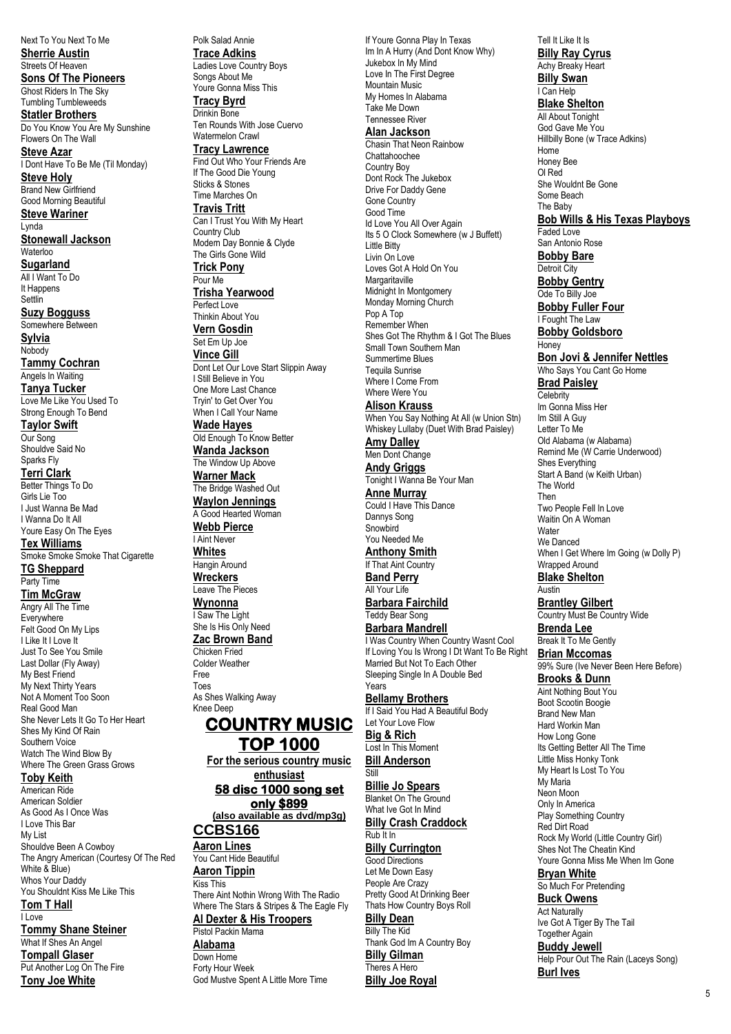Next To You Next To Me

**Sherrie Austin**

Streets Of Heaven

**Sons Of The Pioneers**

Ghost Riders In The Sky
Tumbling Tumbleweeds

**Statler Brothers**

Do You Know You Are My Sunshine
Flowers On The Wall

**Steve Azar**

I Dont Have To Be Me (Til Monday)

**Steve Holy**

Brand New Girlfriend
Good Morning Beautiful

**Steve Wariner**

Lynda

**Stonewall Jackson**

Waterloo

**Sugarland**

All I Want To Do
It Happens
Settlin

**Suzy Bogguss**

Somewhere Between

**Sylvia**

Nobody

**Tammy Cochran**

Angels In Waiting

**Tanya Tucker**

Love Me Like You Used To
Strong Enough To Bend

**Taylor Swift**

Our Song
Shouldve Said No
Sparks Fly

**Terri Clark**

Better Things To Do
Girls Lie Too
I Just Wanna Be Mad
I Wanna Do It All
Youre Easy On The Eyes

**Tex Williams**

Smoke Smoke Smoke That Cigarette

**TG Sheppard**

Party Time

**Tim McGraw**

Angry All The Time
Everywhere
Felt Good On My Lips
I Like It I Love It
Just To See You Smile
Last Dollar (Fly Away)
My Best Friend
My Next Thirty Years
Not A Moment Too Soon
Real Good Man
She Never Lets It Go To Her Heart
Shes My Kind Of Rain
Southern Voice
Watch The Wind Blow By
Where The Green Grass Grows

**Toby Keith**

American Ride
American Soldier
As Good As I Once Was
I Love This Bar
My List
Shouldve Been A Cowboy
The Angry American (Courtesy Of The Red White & Blue)
Whos Your Daddy
You Shouldnt Kiss Me Like This

**Tom T Hall**

I Love

**Tommy Shane Steiner**

What If Shes An Angel

**Tompall Glaser**

Put Another Log On The Fire

**Tony Joe White**

Polk Salad Annie

**Trace Adkins**

Ladies Love Country Boys
Songs About Me
Youre Gonna Miss This

**Tracy Byrd**

Drinkin Bone
Ten Rounds With Jose Cuervo
Watermelon Crawl

**Tracy Lawrence**

Find Out Who Your Friends Are
If The Good Die Young
Sticks & Stones
Time Marches On

**Travis Tritt**

Can I Trust You With My Heart
Country Club
Modern Day Bonnie & Clyde
The Girls Gone Wild

**Trick Pony**

Pour Me

**Trisha Yearwood**

Perfect Love
Thinkin About You

**Vern Gosdin**

Set Em Up Joe

**Vince Gill**

Dont Let Our Love Start Slippin Away
I Still Believe in You
One More Last Chance
Tryin' to Get Over You
When I Call Your Name

**Wade Hayes**

Old Enough To Know Better

**Wanda Jackson**

The Window Up Above

**Warner Mack**

The Bridge Washed Out

**Waylon Jennings**

A Good Hearted Woman

**Webb Pierce**

I Aint Never

**Whites**

Hangin Around

**Wreckers**

Leave The Pieces

**Wynonna**

I Saw The Light
She Is His Only Need

**Zac Brown Band**

Chicken Fried
Colder Weather
Free
Toes
As Shes Walking Away
Knee Deep

# COUNTRY MUSIC TOP 1000

**For the serious country music enthusiast**

**58 disc 1000 song set only $899**

**(also available as dvd/mp3g)**

## CCBS166

**Aaron Lines**

You Cant Hide Beautiful

**Aaron Tippin**

Kiss This
There Aint Nothin Wrong With The Radio
Where The Stars & Stripes & The Eagle Fly

**Al Dexter & His Troopers**

Pistol Packin Mama

**Alabama**

Down Home
Forty Hour Week
God Mustve Spent A Little More Time
If Youre Gonna Play In Texas
Im In A Hurry (And Dont Know Why)
Jukebox In My Mind
Love In The First Degree
Mountain Music
My Homes In Alabama
Take Me Down
Tennessee River

**Alan Jackson**

Chasin That Neon Rainbow
Chattahoochee
Country Boy
Dont Rock The Jukebox
Drive For Daddy Gene
Gone Country
Good Time
Id Love You All Over Again
Its 5 O Clock Somewhere (w J Buffett)
Little Bitty
Livin On Love
Loves Got A Hold On You
Margaritaville
Midnight In Montgomery
Monday Morning Church
Pop A Top
Remember When
Shes Got The Rhythm & I Got The Blues
Small Town Southern Man
Summertime Blues
Tequila Sunrise
Where I Come From
Where Were You

**Alison Krauss**

When You Say Nothing At All (w Union Stn)
Whiskey Lullaby (Duet With Brad Paisley)

**Amy Dalley**

Men Dont Change

**Andy Griggs**

Tonight I Wanna Be Your Man

**Anne Murray**

Could I Have This Dance
Dannys Song
Snowbird
You Needed Me

**Anthony Smith**

If That Aint Country

**Band Perry**

All Your Life

**Barbara Fairchild**

Teddy Bear Song

**Barbara Mandrell**

I Was Country When Country Wasnt Cool
If Loving You Is Wrong I Dt Want To Be Right
Married But Not To Each Other
Sleeping Single In A Double Bed
Years

**Bellamy Brothers**

If I Said You Had A Beautiful Body
Let Your Love Flow

**Big & Rich**

Lost In This Moment

**Bill Anderson**

Still

**Billie Jo Spears**

Blanket On The Ground
What Ive Got In Mind

**Billy Crash Craddock**

Rub It In

**Billy Currington**

Good Directions
Let Me Down Easy
People Are Crazy
Pretty Good At Drinking Beer
Thats How Country Boys Roll

**Billy Dean**

Billy The Kid
Thank God Im A Country Boy

**Billy Gilman**

Theres A Hero

**Billy Joe Royal**

Tell It Like It Is

**Billy Ray Cyrus**

Achy Breaky Heart

**Billy Swan**

I Can Help

**Blake Shelton**

All About Tonight
God Gave Me You
Hillbilly Bone (w Trace Adkins)
Home
Honey Bee
Ol Red
She Wouldnt Be Gone
Some Beach
The Baby

**Bob Wills & His Texas Playboys**

Faded Love
San Antonio Rose

**Bobby Bare**

Detroit City

**Bobby Gentry**

Ode To Billy Joe

**Bobby Fuller Four**

I Fought The Law

**Bobby Goldsboro**

Honey

**Bon Jovi & Jennifer Nettles**

Who Says You Cant Go Home

**Brad Paisley**

Celebrity
Im Gonna Miss Her
Im Still A Guy
Letter To Me
Old Alabama (w Alabama)
Remind Me (W Carrie Underwood)
Shes Everything
Start A Band (w Keith Urban)
The World
Then
Two People Fell In Love
Waitin On A Woman
Water
We Danced
When I Get Where Im Going (w Dolly P)
Wrapped Around

**Blake Shelton**

Austin

**Brantley Gilbert**

Country Must Be Country Wide

**Brenda Lee**

Break It To Me Gently

**Brian Mccomas**

99% Sure (Ive Never Been Here Before)

**Brooks & Dunn**

Aint Nothing Bout You
Boot Scootin Boogie
Brand New Man
Hard Workin Man
How Long Gone
Its Getting Better All The Time
Little Miss Honky Tonk
My Heart Is Lost To You
My Maria
Neon Moon
Only In America
Play Something Country
Red Dirt Road
Rock My World (Little Country Girl)
Shes Not The Cheatin Kind
Youre Gonna Miss Me When Im Gone

**Bryan White**

So Much For Pretending

**Buck Owens**

Act Naturally
Ive Got A Tiger By The Tail
Together Again

**Buddy Jewell**

Help Pour Out The Rain (Laceys Song)

**Burl Ives**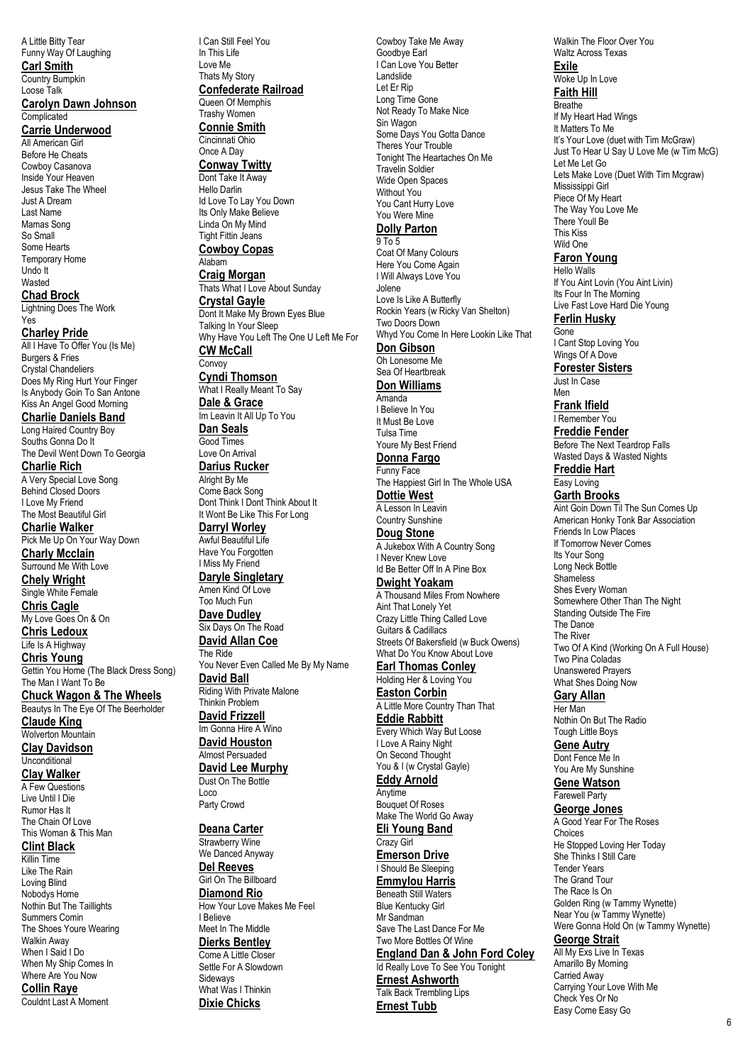A Little Bitty Tear
Funny Way Of Laughing

**Carl Smith**
Country Bumpkin
Loose Talk

**Carolyn Dawn Johnson**
Complicated

**Carrie Underwood**
All American Girl
Before He Cheats
Cowboy Casanova
Inside Your Heaven
Jesus Take The Wheel
Just A Dream
Last Name
Mamas Song
So Small
Some Hearts
Temporary Home
Undo It
Wasted

**Chad Brock**
Lightning Does The Work
Yes

**Charley Pride**
All I Have To Offer You (Is Me)
Burgers & Fries
Crystal Chandeliers
Does My Ring Hurt Your Finger
Is Anybody Goin To San Antone
Kiss An Angel Good Morning

**Charlie Daniels Band**
Long Haired Country Boy
Souths Gonna Do It
The Devil Went Down To Georgia

**Charlie Rich**
A Very Special Love Song
Behind Closed Doors
I Love My Friend
The Most Beautiful Girl

**Charlie Walker**
Pick Me Up On Your Way Down

**Charly Mcclain**
Surround Me With Love

**Chely Wright**
Single White Female

**Chris Cagle**
My Love Goes On & On

**Chris Ledoux**
Life Is A Highway

**Chris Young**
Gettin You Home (The Black Dress Song)
The Man I Want To Be

**Chuck Wagon & The Wheels**
Beautys In The Eye Of The Beerholder

**Claude King**
Wolverton Mountain

**Clay Davidson**
Unconditional

**Clay Walker**
A Few Questions
Live Until I Die
Rumor Has It
The Chain Of Love
This Woman & This Man

**Clint Black**
Killin Time
Like The Rain
Loving Blind
Nobodys Home
Nothin But The Taillights
Summers Comin
The Shoes Youre Wearing
Walkin Away
When I Said I Do
When My Ship Comes In
Where Are You Now

**Collin Raye**
Couldnt Last A Moment
I Can Still Feel You
In This Life
Love Me
Thats My Story

**Confederate Railroad**
Queen Of Memphis
Trashy Women

**Connie Smith**
Cincinnati Ohio
Once A Day

**Conway Twitty**
Dont Take It Away
Hello Darlin
Id Love To Lay You Down
Its Only Make Believe
Linda On My Mind
Tight Fittin Jeans

**Cowboy Copas**
Alabam

**Craig Morgan**
Thats What I Love About Sunday

**Crystal Gayle**
Dont It Make My Brown Eyes Blue
Talking In Your Sleep
Why Have You Left The One U Left Me For

**CW McCall**
Convoy

**Cyndi Thomson**
What I Really Meant To Say

**Dale & Grace**
Im Leavin It All Up To You

**Dan Seals**
Good Times
Love On Arrival

**Darius Rucker**
Alright By Me
Come Back Song
Dont Think I Dont Think About It
It Wont Be Like This For Long

**Darryl Worley**
Awful Beautiful Life
Have You Forgotten
I Miss My Friend

**Daryle Singletary**
Amen Kind Of Love
Too Much Fun

**Dave Dudley**
Six Days On The Road

**David Allan Coe**
The Ride
You Never Even Called Me By My Name

**David Ball**
Riding With Private Malone
Thinkin Problem

**David Frizzell**
Im Gonna Hire A Wino

**David Houston**
Almost Persuaded

**David Lee Murphy**
Dust On The Bottle
Loco
Party Crowd

**Deana Carter**
Strawberry Wine
We Danced Anyway

**Del Reeves**
Girl On The Billboard

**Diamond Rio**
How Your Love Makes Me Feel
I Believe
Meet In The Middle

**Dierks Bentley**
Come A Little Closer
Settle For A Slowdown
Sideways
What Was I Thinkin

**Dixie Chicks**
Cowboy Take Me Away
Goodbye Earl
I Can Love You Better
Landslide
Let Er Rip
Long Time Gone
Not Ready To Make Nice
Sin Wagon
Some Days You Gotta Dance
Theres Your Trouble
Tonight The Heartaches On Me
Travelin Soldier
Wide Open Spaces
Without You
You Cant Hurry Love
You Were Mine

**Dolly Parton**
9 To 5
Coat Of Many Colours
Here You Come Again
I Will Always Love You
Jolene
Love Is Like A Butterfly
Rockin Years (w Ricky Van Shelton)
Two Doors Down
Whyd You Come In Here Lookin Like That

**Don Gibson**
Oh Lonesome Me
Sea Of Heartbreak

**Don Williams**
Amanda
I Believe In You
It Must Be Love
Tulsa Time
Youre My Best Friend

**Donna Fargo**
Funny Face
The Happiest Girl In The Whole USA

**Dottie West**
A Lesson In Leavin
Country Sunshine

**Doug Stone**
A Jukebox With A Country Song
I Never Knew Love
Id Be Better Off In A Pine Box

**Dwight Yoakam**
A Thousand Miles From Nowhere
Aint That Lonely Yet
Crazy Little Thing Called Love
Guitars & Cadillacs
Streets Of Bakersfield (w Buck Owens)
What Do You Know About Love

**Earl Thomas Conley**
Holding Her & Loving You

**Easton Corbin**
A Little More Country Than That

**Eddie Rabbitt**
Every Which Way But Loose
I Love A Rainy Night
On Second Thought
You & I (w Crystal Gayle)

**Eddy Arnold**
Anytime
Bouquet Of Roses
Make The World Go Away

**Eli Young Band**
Crazy Girl

**Emerson Drive**
I Should Be Sleeping

**Emmylou Harris**
Beneath Still Waters
Blue Kentucky Girl
Mr Sandman
Save The Last Dance For Me
Two More Bottles Of Wine

**England Dan & John Ford Coley**
Id Really Love To See You Tonight

**Ernest Ashworth**
Talk Back Trembling Lips

**Ernest Tubb**
Walkin The Floor Over You
Waltz Across Texas

**Exile**
Woke Up In Love

**Faith Hill**
Breathe
If My Heart Had Wings
It Matters To Me
It's Your Love (duet with Tim McGraw)
Just To Hear U Say U Love Me (w Tim McG)
Let Me Let Go
Lets Make Love (Duet With Tim Mcgraw)
Mississippi Girl
Piece Of My Heart
The Way You Love Me
There Youll Be
This Kiss
Wild One

**Faron Young**
Hello Walls
If You Aint Lovin (You Aint Livin)
Its Four In The Morning
Live Fast Love Hard Die Young

**Ferlin Husky**
Gone
I Cant Stop Loving You
Wings Of A Dove

**Forester Sisters**
Just In Case
Men

**Frank Ifield**
I Remember You

**Freddie Fender**
Before The Next Teardrop Falls
Wasted Days & Wasted Nights

**Freddie Hart**
Easy Loving

**Garth Brooks**
Aint Goin Down Til The Sun Comes Up
American Honky Tonk Bar Association
Friends In Low Places
If Tomorrow Never Comes
Its Your Song
Long Neck Bottle
Shameless
Shes Every Woman
Somewhere Other Than The Night
Standing Outside The Fire
The Dance
The River
Two Of A Kind (Working On A Full House)
Two Pina Coladas
Unanswered Prayers
What Shes Doing Now

**Gary Allan**
Her Man
Nothin But The Radio
Tough Little Boys

**Gene Autry**
Dont Fence Me In
You Are My Sunshine

**Gene Watson**
Farewell Party

**George Jones**
A Good Year For The Roses
Choices
He Stopped Loving Her Today
She Thinks I Still Care
Tender Years
The Grand Tour
The Race Is On
Golden Ring (w Tammy Wynette)
Near You (w Tammy Wynette)
Were Gonna Hold On (w Tammy Wynette)

**George Strait**
All My Exs Live In Texas
Amarillo By Morning
Carried Away
Carrying Your Love With Me
Check Yes Or No
Easy Come Easy Go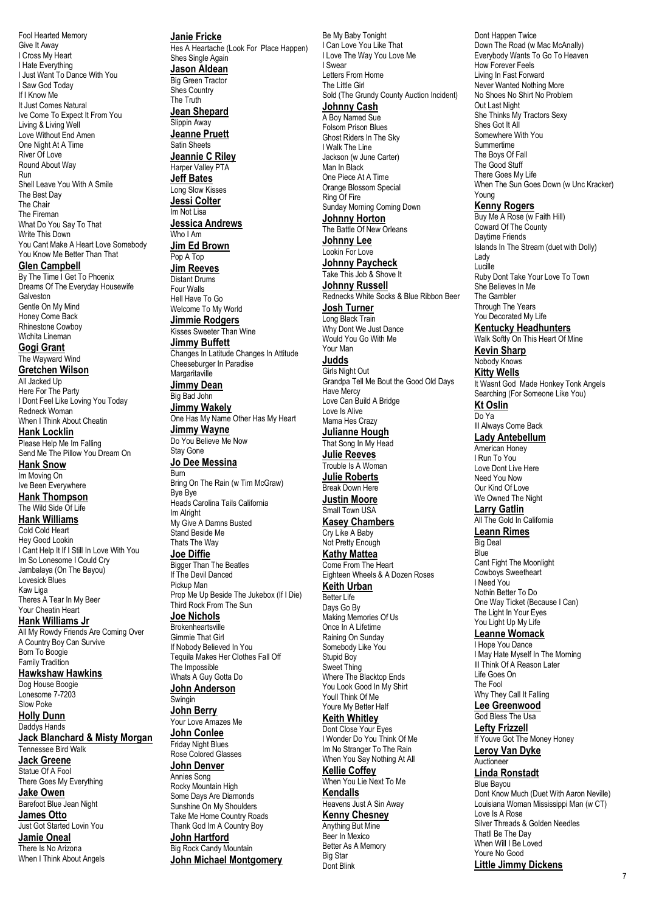Fool Hearted Memory
Give It Away
I Cross My Heart
I Hate Everything
I Just Want To Dance With You
I Saw God Today
If I Know Me
It Just Comes Natural
Ive Come To Expect It From You
Living & Living Well
Love Without End Amen
One Night At A Time
River Of Love
Round About Way
Run
Shell Leave You With A Smile
The Best Day
The Chair
The Fireman
What Do You Say To That
Write This Down
You Cant Make A Heart Love Somebody
You Know Me Better Than That

**Glen Campbell**
By The Time I Get To Phoenix
Dreams Of The Everyday Housewife
Galveston
Gentle On My Mind
Honey Come Back
Rhinestone Cowboy
Wichita Lineman

**Gogi Grant**
The Wayward Wind

**Gretchen Wilson**
All Jacked Up
Here For The Party
I Dont Feel Like Loving You Today
Redneck Woman
When I Think About Cheatin

**Hank Locklin**
Please Help Me Im Falling
Send Me The Pillow You Dream On

**Hank Snow**
Im Moving On
Ive Been Everywhere

**Hank Thompson**
The Wild Side Of Life

**Hank Williams**
Cold Cold Heart
Hey Good Lookin
I Cant Help It If I Still In Love With You
Im So Lonesome I Could Cry
Jambalaya (On The Bayou)
Lovesick Blues
Kaw Liga
Theres A Tear In My Beer
Your Cheatin Heart

**Hank Williams Jr**
All My Rowdy Friends Are Coming Over
A Country Boy Can Survive
Born To Boogie
Family Tradition

**Hawkshaw Hawkins**
Dog House Boogie
Lonesome 7-7203
Slow Poke

**Holly Dunn**
Daddys Hands

**Jack Blanchard & Misty Morgan**
Tennessee Bird Walk

**Jack Greene**
Statue Of A Fool
There Goes My Everything

**Jake Owen**
Barefoot Blue Jean Night

**James Otto**
Just Got Started Lovin You

**Jamie Oneal**
There Is No Arizona
When I Think About Angels

**Janie Fricke**
Hes A Heartache (Look For Place Happen)
Shes Single Again

**Jason Aldean**
Big Green Tractor
Shes Country
The Truth

**Jean Shepard**
Slippin Away

**Jeanne Pruett**
Satin Sheets

**Jeannie C Riley**
Harper Valley PTA

**Jeff Bates**
Long Slow Kisses

**Jessi Colter**
Im Not Lisa

**Jessica Andrews**
Who I Am

**Jim Ed Brown**
Pop A Top

**Jim Reeves**
Distant Drums
Four Walls
Hell Have To Go
Welcome To My World

**Jimmie Rodgers**
Kisses Sweeter Than Wine

**Jimmy Buffett**
Changes In Latitude Changes In Attitude
Cheeseburger In Paradise
Margaritaville

**Jimmy Dean**
Big Bad John

**Jimmy Wakely**
One Has My Name Other Has My Heart

**Jimmy Wayne**
Do You Believe Me Now
Stay Gone

**Jo Dee Messina**
Burn
Bring On The Rain (w Tim McGraw)
Bye Bye
Heads Carolina Tails California
Im Alright
My Give A Damns Busted
Stand Beside Me
Thats The Way

**Joe Diffie**
Bigger Than The Beatles
If The Devil Danced
Pickup Man
Prop Me Up Beside The Jukebox (If I Die)
Third Rock From The Sun

**Joe Nichols**
Brokenheartsville
Gimmie That Girl
If Nobody Believed In You
Tequila Makes Her Clothes Fall Off
The Impossible
Whats A Guy Gotta Do

**John Anderson**
Swingin

**John Berry**
Your Love Amazes Me

**John Conlee**
Friday Night Blues
Rose Colored Glasses

**John Denver**
Annies Song
Rocky Mountain High
Some Days Are Diamonds
Sunshine On My Shoulders
Take Me Home Country Roads
Thank God Im A Country Boy

**John Hartford**
Big Rock Candy Mountain

**John Michael Montgomery**
Be My Baby Tonight
I Can Love You Like That
I Love The Way You Love Me
I Swear
Letters From Home
The Little Girl
Sold (The Grundy County Auction Incident)

**Johnny Cash**
A Boy Named Sue
Folsom Prison Blues
Ghost Riders In The Sky
I Walk The Line
Jackson (w June Carter)
Man In Black
One Piece At A Time
Orange Blossom Special
Ring Of Fire
Sunday Morning Coming Down

**Johnny Horton**
The Battle Of New Orleans

**Johnny Lee**
Lookin For Love

**Johnny Paycheck**
Take This Job & Shove It

**Johnny Russell**
Rednecks White Socks & Blue Ribbon Beer

**Josh Turner**
Long Black Train
Why Dont We Just Dance
Would You Go With Me
Your Man

**Judds**
Girls Night Out
Grandpa Tell Me Bout the Good Old Days
Have Mercy
Love Can Build A Bridge
Love Is Alive
Mama Hes Crazy

**Julianne Hough**
That Song In My Head

**Julie Reeves**
Trouble Is A Woman

**Julie Roberts**
Break Down Here

**Justin Moore**
Small Town USA

**Kasey Chambers**
Cry Like A Baby
Not Pretty Enough

**Kathy Mattea**
Come From The Heart
Eighteen Wheels & A Dozen Roses

**Keith Urban**
Better Life
Days Go By
Making Memories Of Us
Once In A Lifetime
Raining On Sunday
Somebody Like You
Stupid Boy
Sweet Thing
Where The Blacktop Ends
You Look Good In My Shirt
Youll Think Of Me
Youre My Better Half

**Keith Whitley**
Dont Close Your Eyes
I Wonder Do You Think Of Me
Im No Stranger To The Rain
When You Say Nothing At All

**Kellie Coffey**
When You Lie Next To Me

**Kendalls**
Heavens Just A Sin Away

**Kenny Chesney**
Anything But Mine
Beer In Mexico
Better As A Memory
Big Star
Dont Blink
Dont Happen Twice
Down The Road (w Mac McAnally)
Everybody Wants To Go To Heaven
How Forever Feels
Living In Fast Forward
Never Wanted Nothing More
No Shoes No Shirt No Problem
Out Last Night
She Thinks My Tractors Sexy
Shes Got It All
Somewhere With You
Summertime
The Boys Of Fall
The Good Stuff
There Goes My Life
When The Sun Goes Down (w Unc Kracker)
Young

**Kenny Rogers**
Buy Me A Rose (w Faith Hill)
Coward Of The County
Daytime Friends
Islands In The Stream (duet with Dolly)
Lady
Lucille
Ruby Dont Take Your Love To Town
She Believes In Me
The Gambler
Through The Years
You Decorated My Life

**Kentucky Headhunters**
Walk Softly On This Heart Of Mine

**Kevin Sharp**
Nobody Knows

**Kitty Wells**
It Wasnt God Made Honkey Tonk Angels
Searching (For Someone Like You)

**Kt Oslin**
Do Ya
Ill Always Come Back

**Lady Antebellum**
American Honey
I Run To You
Love Dont Live Here
Need You Now
Our Kind Of Love
We Owned The Night

**Larry Gatlin**
All The Gold In California

**Leann Rimes**
Big Deal
Blue
Cant Fight The Moonlight
Cowboys Sweetheart
I Need You
Nothin Better To Do
One Way Ticket (Because I Can)
The Light In Your Eyes
You Light Up My Life

**Leanne Womack**
I Hope You Dance
I May Hate Myself In The Morning
Ill Think Of A Reason Later
Life Goes On
The Fool
Why They Call It Falling

**Lee Greenwood**
God Bless The Usa

**Lefty Frizzell**
If Youve Got The Money Honey

**Leroy Van Dyke**
Auctioneer

**Linda Ronstadt**
Blue Bayou
Dont Know Much (Duet With Aaron Neville)
Louisiana Woman Mississippi Man (w CT)
Love Is A Rose
Silver Threads & Golden Needles
Thatll Be The Day
When Will I Be Loved
Youre No Good

**Little Jimmy Dickens**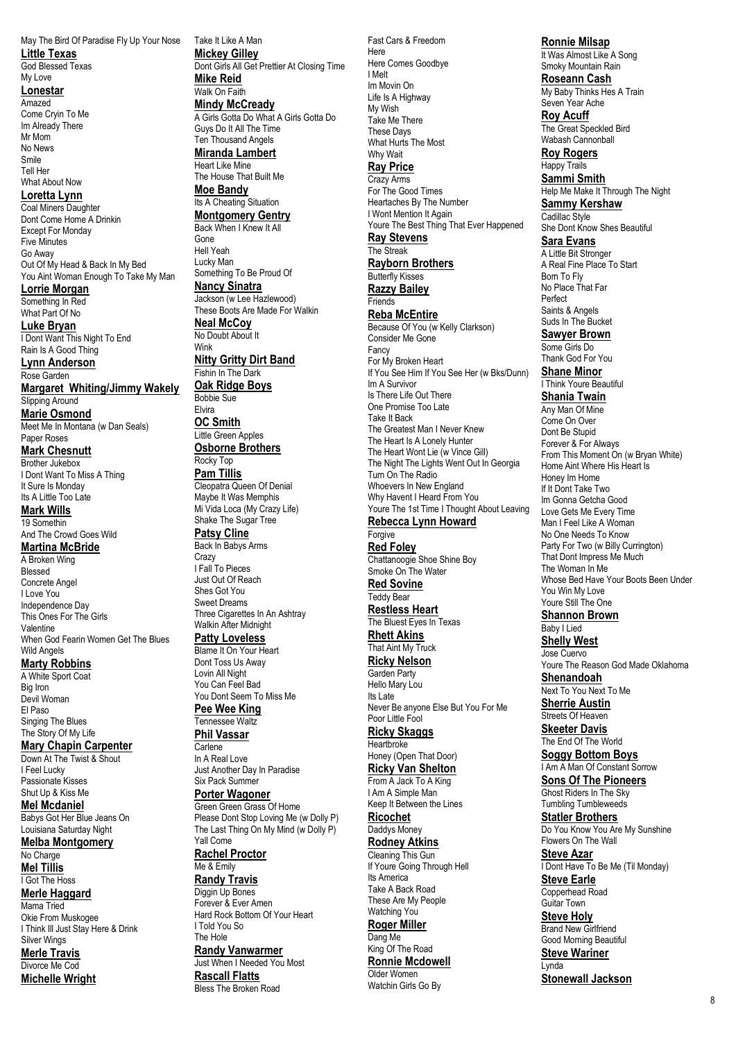May The Bird Of Paradise Fly Up Your Nose

**Little Texas**

God Blessed Texas
My Love

**Lonestar**

Amazed
Come Cryin To Me
Im Already There
Mr Mom
No News
Smile
Tell Her
What About Now

**Loretta Lynn**

Coal Miners Daughter
Dont Come Home A Drinkin
Except For Monday
Five Minutes
Go Away
Out Of My Head & Back In My Bed
You Aint Woman Enough To Take My Man

**Lorrie Morgan**

Something In Red
What Part Of No

**Luke Bryan**

I Dont Want This Night To End
Rain Is A Good Thing

**Lynn Anderson**

Rose Garden

**Margaret Whiting/Jimmy Wakely**

Slipping Around

**Marie Osmond**

Meet Me In Montana (w Dan Seals)
Paper Roses

**Mark Chesnutt**

Brother Jukebox
I Dont Want To Miss A Thing
It Sure Is Monday
Its A Little Too Late

**Mark Wills**

19 Somethin
And The Crowd Goes Wild

**Martina McBride**

A Broken Wing
Blessed
Concrete Angel
I Love You
Independence Day
This Ones For The Girls
Valentine
When God Fearin Women Get The Blues
Wild Angels

**Marty Robbins**

A White Sport Coat
Big Iron
Devil Woman
El Paso
Singing The Blues
The Story Of My Life

**Mary Chapin Carpenter**

Down At The Twist & Shout
I Feel Lucky
Passionate Kisses
Shut Up & Kiss Me

**Mel Mcdaniel**

Babys Got Her Blue Jeans On
Louisiana Saturday Night

**Melba Montgomery**

No Charge

**Mel Tillis**

I Got The Hoss

**Merle Haggard**

Mama Tried
Okie From Muskogee
I Think Ill Just Stay Here & Drink
Silver Wings

**Merle Travis**

Divorce Me Cod

**Michelle Wright**

Take It Like A Man

**Mickey Gilley**

Dont Girls All Get Prettier At Closing Time

**Mike Reid**

Walk On Faith

**Mindy McCready**

A Girls Gotta Do What A Girls Gotta Do
Guys Do It All The Time
Ten Thousand Angels

**Miranda Lambert**

Heart Like Mine
The House That Built Me

**Moe Bandy**

Its A Cheating Situation

**Montgomery Gentry**

Back When I Knew It All
Gone
Hell Yeah
Lucky Man
Something To Be Proud Of

**Nancy Sinatra**

Jackson (w Lee Hazlewood)
These Boots Are Made For Walkin

**Neal McCoy**

No Doubt About It
Wink

**Nitty Gritty Dirt Band**

Fishin In The Dark

**Oak Ridge Boys**

Bobbie Sue
Elvira

**OC Smith**

Little Green Apples

**Osborne Brothers**

Rocky Top

**Pam Tillis**

Cleopatra Queen Of Denial
Maybe It Was Memphis
Mi Vida Loca (My Crazy Life)
Shake The Sugar Tree

**Patsy Cline**

Back In Babys Arms
Crazy
I Fall To Pieces
Just Out Of Reach
Shes Got You
Sweet Dreams
Three Cigarettes In An Ashtray
Walkin After Midnight

**Patty Loveless**

Blame It On Your Heart
Dont Toss Us Away
Lovin All Night
You Can Feel Bad
You Dont Seem To Miss Me

**Pee Wee King**

Tennessee Waltz

**Phil Vassar**

Carlene
In A Real Love
Just Another Day In Paradise
Six Pack Summer

**Porter Wagoner**

Green Green Grass Of Home
Please Dont Stop Loving Me (w Dolly P)
The Last Thing On My Mind (w Dolly P)
Yall Come

**Rachel Proctor**

Me & Emily

**Randy Travis**

Diggin Up Bones
Forever & Ever Amen
Hard Rock Bottom Of Your Heart
I Told You So
The Hole

**Randy Vanwarmer**

Just When I Needed You Most

**Rascall Flatts**

Bless The Broken Road
Fast Cars & Freedom
Here
Here Comes Goodbye
I Melt
Im Movin On
Life Is A Highway
My Wish
Take Me There
These Days
What Hurts The Most
Why Wait

**Ray Price**

Crazy Arms
For The Good Times
Heartaches By The Number
I Wont Mention It Again
Youre The Best Thing That Ever Happened

**Ray Stevens**

The Streak

**Rayborn Brothers**

Butterfly Kisses

**Razzy Bailey**

Friends

**Reba McEntire**

Because Of You (w Kelly Clarkson)
Consider Me Gone
Fancy
For My Broken Heart
If You See Him If You See Her (w Bks/Dunn)
Im A Survivor
Is There Life Out There
One Promise Too Late
Take It Back
The Greatest Man I Never Knew
The Heart Is A Lonely Hunter
The Heart Wont Lie (w Vince Gill)
The Night The Lights Went Out In Georgia
Turn On The Radio
Whoevers In New England
Why Havent I Heard From You
Youre The 1st Time I Thought About Leaving

**Rebecca Lynn Howard**

Forgive

**Red Foley**

Chattanoogie Shoe Shine Boy
Smoke On The Water

**Red Sovine**

Teddy Bear

**Restless Heart**

The Bluest Eyes In Texas

**Rhett Akins**

That Aint My Truck

**Ricky Nelson**

Garden Party
Hello Mary Lou
Its Late
Never Be anyone Else But You For Me
Poor Little Fool

**Ricky Skaggs**

Heartbroke
Honey (Open That Door)

**Ricky Van Shelton**

From A Jack To A King
I Am A Simple Man
Keep It Between the Lines

**Ricochet**

Daddys Money

**Rodney Atkins**

Cleaning This Gun
If Youre Going Through Hell
Its America
Take A Back Road
These Are My People
Watching You

**Roger Miller**

Dang Me
King Of The Road

**Ronnie Mcdowell**

Older Women
Watchin Girls Go By

**Ronnie Milsap**

It Was Almost Like A Song
Smoky Mountain Rain

**Roseann Cash**

My Baby Thinks Hes A Train
Seven Year Ache

**Roy Acuff**

The Great Speckled Bird
Wabash Cannonball

**Roy Rogers**

Happy Trails

**Sammi Smith**

Help Me Make It Through The Night

**Sammy Kershaw**

Cadillac Style
She Dont Know Shes Beautiful

**Sara Evans**

A Little Bit Stronger
A Real Fine Place To Start
Born To Fly
No Place That Far
Perfect
Saints & Angels
Suds In The Bucket

**Sawyer Brown**

Some Girls Do
Thank God For You

**Shane Minor**

I Think Youre Beautiful

**Shania Twain**

Any Man Of Mine
Come On Over
Dont Be Stupid
Forever & For Always
From This Moment On (w Bryan White)
Home Aint Where His Heart Is
Honey Im Home
If It Dont Take Two
Im Gonna Getcha Good
Love Gets Me Every Time
Man I Feel Like A Woman
No One Needs To Know
Party For Two (w Billy Currington)
That Dont Impress Me Much
The Woman In Me
Whose Bed Have Your Boots Been Under
You Win My Love
Youre Still The One

**Shannon Brown**

Baby I Lied

**Shelly West**

Jose Cuervo
Youre The Reason God Made Oklahoma

**Shenandoah**

Next To You Next To Me

**Sherrie Austin**

Streets Of Heaven

**Skeeter Davis**

The End Of The World

**Soggy Bottom Boys**

I Am A Man Of Constant Sorrow

**Sons Of The Pioneers**

Ghost Riders In The Sky
Tumbling Tumbleweeds

**Statler Brothers**

Do You Know You Are My Sunshine
Flowers On The Wall

**Steve Azar**

I Dont Have To Be Me (Til Monday)

**Steve Earle**

Copperhead Road
Guitar Town

**Steve Holy**

Brand New Girlfriend
Good Morning Beautiful

**Steve Wariner**

Lynda

**Stonewall Jackson**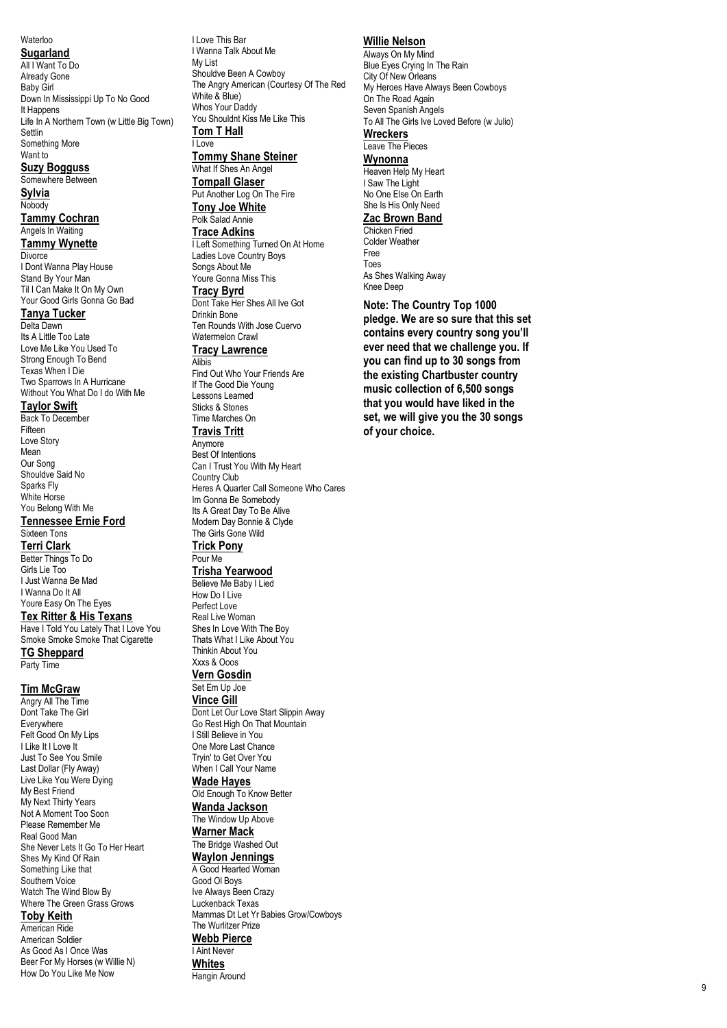Waterloo

**Sugarland**

All I Want To Do
Already Gone
Baby Girl
Down In Mississippi Up To No Good
It Happens
Life In A Northern Town (w Little Big Town)
Settlin
Something More
Want to

**Suzy Bogguss**

Somewhere Between

**Sylvia**

Nobody

**Tammy Cochran**

Angels In Waiting

**Tammy Wynette**

Divorce
I Dont Wanna Play House
Stand By Your Man
Til I Can Make It On My Own
Your Good Girls Gonna Go Bad

**Tanya Tucker**

Delta Dawn
Its A Little Too Late
Love Me Like You Used To
Strong Enough To Bend
Texas When I Die
Two Sparrows In A Hurricane
Without You What Do I do With Me

**Taylor Swift**

Back To December
Fifteen
Love Story
Mean
Our Song
Shouldve Said No
Sparks Fly
White Horse
You Belong With Me

**Tennessee Ernie Ford**

Sixteen Tons

**Terri Clark**

Better Things To Do
Girls Lie Too
I Just Wanna Be Mad
I Wanna Do It All
Youre Easy On The Eyes

**Tex Ritter & His Texans**

Have I Told You Lately That I Love You
Smoke Smoke Smoke That Cigarette

**TG Sheppard**

Party Time

**Tim McGraw**

Angry All The Time
Dont Take The Girl
Everywhere
Felt Good On My Lips
I Like It I Love It
Just To See You Smile
Last Dollar (Fly Away)
Live Like You Were Dying
My Best Friend
My Next Thirty Years
Not A Moment Too Soon
Please Remember Me
Real Good Man
She Never Lets It Go To Her Heart
Shes My Kind Of Rain
Something Like that
Southern Voice
Watch The Wind Blow By
Where The Green Grass Grows

**Toby Keith**

American Ride
American Soldier
As Good As I Once Was
Beer For My Horses (w Willie N)
How Do You Like Me Now
I Love This Bar
I Wanna Talk About Me
My List
Shouldve Been A Cowboy
The Angry American (Courtesy Of The Red White & Blue)
Whos Your Daddy
You Shouldnt Kiss Me Like This

**Tom T Hall**

I Love

**Tommy Shane Steiner**

What If Shes An Angel

**Tompall Glaser**

Put Another Log On The Fire

**Tony Joe White**

Polk Salad Annie

**Trace Adkins**

I Left Something Turned On At Home
Ladies Love Country Boys
Songs About Me
Youre Gonna Miss This

**Tracy Byrd**

Dont Take Her Shes All Ive Got
Drinkin Bone
Ten Rounds With Jose Cuervo
Watermelon Crawl

**Tracy Lawrence**

Alibis
Find Out Who Your Friends Are
If The Good Die Young
Lessons Learned
Sticks & Stones
Time Marches On

**Travis Tritt**

Anymore
Best Of Intentions
Can I Trust You With My Heart
Country Club
Heres A Quarter Call Someone Who Cares
Im Gonna Be Somebody
Its A Great Day To Be Alive
Modern Day Bonnie & Clyde
The Girls Gone Wild

**Trick Pony**

Pour Me

**Trisha Yearwood**

Believe Me Baby I Lied
How Do I Live
Perfect Love
Real Live Woman
Shes In Love With The Boy
Thats What I Like About You
Thinkin About You
Xxxs & Ooos

**Vern Gosdin**

Set Em Up Joe

**Vince Gill**

Dont Let Our Love Start Slippin Away
Go Rest High On That Mountain
I Still Believe in You
One More Last Chance
Tryin' to Get Over You
When I Call Your Name

**Wade Hayes**

Old Enough To Know Better

**Wanda Jackson**

The Window Up Above

**Warner Mack**

The Bridge Washed Out

**Waylon Jennings**

A Good Hearted Woman
Good Ol Boys
Ive Always Been Crazy
Luckenback Texas
Mammas Dt Let Yr Babies Grow/Cowboys
The Wurlitzer Prize

**Webb Pierce**

I Aint Never

**Whites**

Hangin Around

**Willie Nelson**

Always On My Mind
Blue Eyes Crying In The Rain
City Of New Orleans
My Heroes Have Always Been Cowboys
On The Road Again
Seven Spanish Angels
To All The Girls Ive Loved Before (w Julio)

**Wreckers**

Leave The Pieces

**Wynonna**

Heaven Help My Heart
I Saw The Light
No One Else On Earth
She Is His Only Need

**Zac Brown Band**

Chicken Fried
Colder Weather
Free
Toes
As Shes Walking Away
Knee Deep

**Note: The Country Top 1000 pledge. We are so sure that this set contains every country song you'll ever need that we challenge you. If you can find up to 30 songs from the existing Chartbuster country music collection of 6,500 songs that you would have liked in the set, we will give you the 30 songs of your choice.**